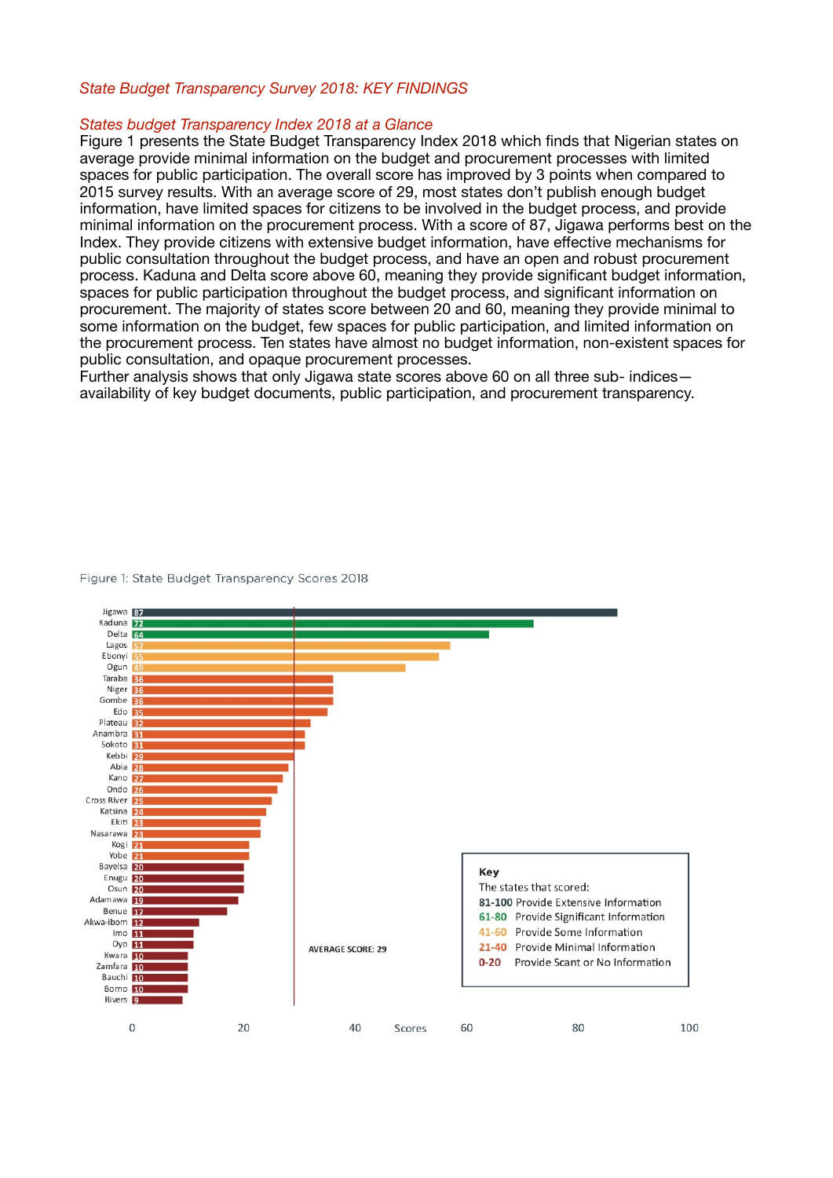*State Budget Transparency Survey 2018: KEY FINDINGS*

*States budget Transparency Index 2018 at a Glance*

Figure 1 presents the State Budget Transparency Index 2018 which finds that Nigerian states on average provide minimal information on the budget and procurement processes with limited spaces for public participation. The overall score has improved by 3 points when compared to 2015 survey results. With an average score of 29, most states don't publish enough budget information, have limited spaces for citizens to be involved in the budget process, and provide minimal information on the procurement process. With a score of 87, Jigawa performs best on the Index. They provide citizens with extensive budget information, have effective mechanisms for public consultation throughout the budget process, and have an open and robust procurement process. Kaduna and Delta score above 60, meaning they provide significant budget information, spaces for public participation throughout the budget process, and significant information on procurement. The majority of states score between 20 and 60, meaning they provide minimal to some information on the budget, few spaces for public participation, and limited information on the procurement process. Ten states have almost no budget information, non-existent spaces for public consultation, and opaque procurement processes.

Further analysis shows that only Jigawa state scores above 60 on all three sub- indices—availability of key budget documents, public participation, and procurement transparency.

Figure 1: State Budget Transparency Scores 2018

| State | Score |
|---|---|
| Jigawa | 87 |
| Kaduna | 72 |
| Delta | 64 |
| Lagos | 57 |
| Ebonyi | 55 |
| Ogun | 49 |
| Taraba | 36 |
| Niger | 36 |
| Gombe | 36 |
| Edo | 35 |
| Plateau | 32 |
| Anambra | 31 |
| Sokoto | 31 |
| Kebbi | 29 |
| Abia | 28 |
| Kano | 27 |
| Ondo | 26 |
| Cross River | 25 |
| Katsina | 24 |
| Ekiti | 23 |
| Nasarawa | 23 |
| Kogi | 21 |
| Yobe | 21 |
| Bayelsa | 20 |
| Enugu | 20 |
| Osun | 20 |
| Adamawa | 19 |
| Benue | 17 |
| Akwa-Ibom | 12 |
| Imo | 11 |
| Oyo | 11 |
| Kwara | 10 |
| Zamfara | 10 |
| Bauchi | 10 |
| Borno | 10 |
| Rivers | 9 |

AVERAGE SCORE: 29

**Key**

The states that scored:

| Range | Description |
|---|---|
| 81-100 | Provide Extensive Information |
| 61-80 | Provide Significant Information |
| 41-60 | Provide Some Information |
| 21-40 | Provide Minimal Information |
| 0-20 | Provide Scant or No Information |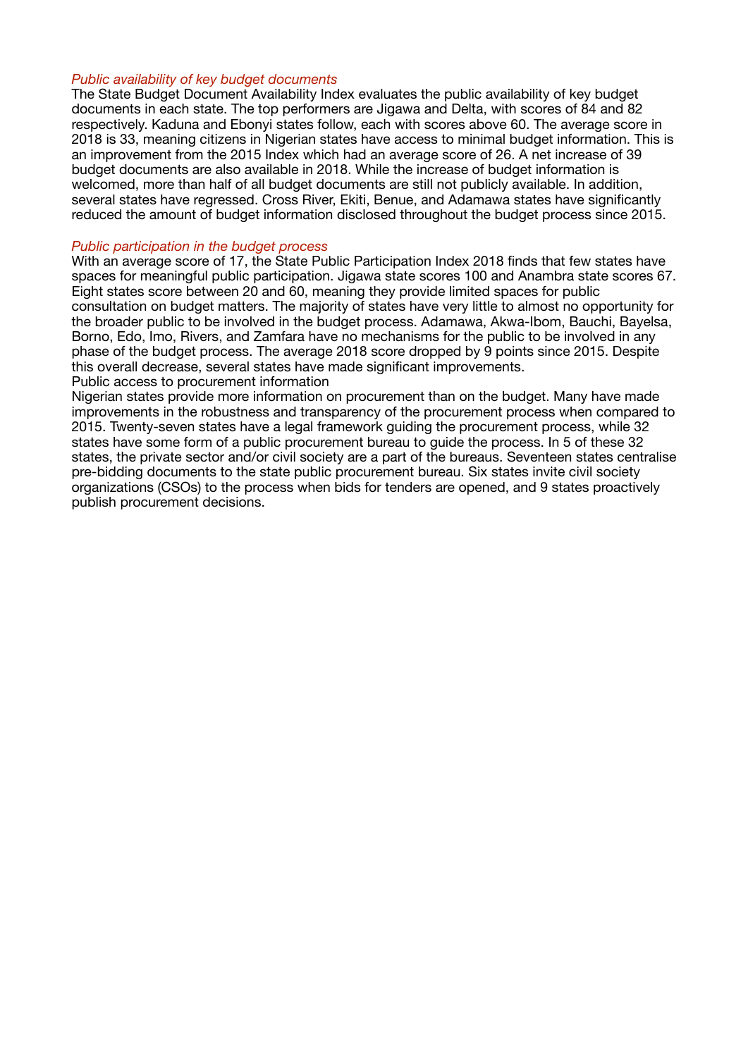*Public availability of key budget documents*

The State Budget Document Availability Index evaluates the public availability of key budget documents in each state. The top performers are Jigawa and Delta, with scores of 84 and 82 respectively. Kaduna and Ebonyi states follow, each with scores above 60. The average score in 2018 is 33, meaning citizens in Nigerian states have access to minimal budget information. This is an improvement from the 2015 Index which had an average score of 26. A net increase of 39 budget documents are also available in 2018. While the increase of budget information is welcomed, more than half of all budget documents are still not publicly available. In addition, several states have regressed. Cross River, Ekiti, Benue, and Adamawa states have significantly reduced the amount of budget information disclosed throughout the budget process since 2015.

*Public participation in the budget process*

With an average score of 17, the State Public Participation Index 2018 finds that few states have spaces for meaningful public participation. Jigawa state scores 100 and Anambra state scores 67. Eight states score between 20 and 60, meaning they provide limited spaces for public consultation on budget matters. The majority of states have very little to almost no opportunity for the broader public to be involved in the budget process. Adamawa, Akwa-Ibom, Bauchi, Bayelsa, Borno, Edo, Imo, Rivers, and Zamfara have no mechanisms for the public to be involved in any phase of the budget process. The average 2018 score dropped by 9 points since 2015. Despite this overall decrease, several states have made significant improvements.

Public access to procurement information

Nigerian states provide more information on procurement than on the budget. Many have made improvements in the robustness and transparency of the procurement process when compared to 2015. Twenty-seven states have a legal framework guiding the procurement process, while 32 states have some form of a public procurement bureau to guide the process. In 5 of these 32 states, the private sector and/or civil society are a part of the bureaus. Seventeen states centralise pre-bidding documents to the state public procurement bureau. Six states invite civil society organizations (CSOs) to the process when bids for tenders are opened, and 9 states proactively publish procurement decisions.